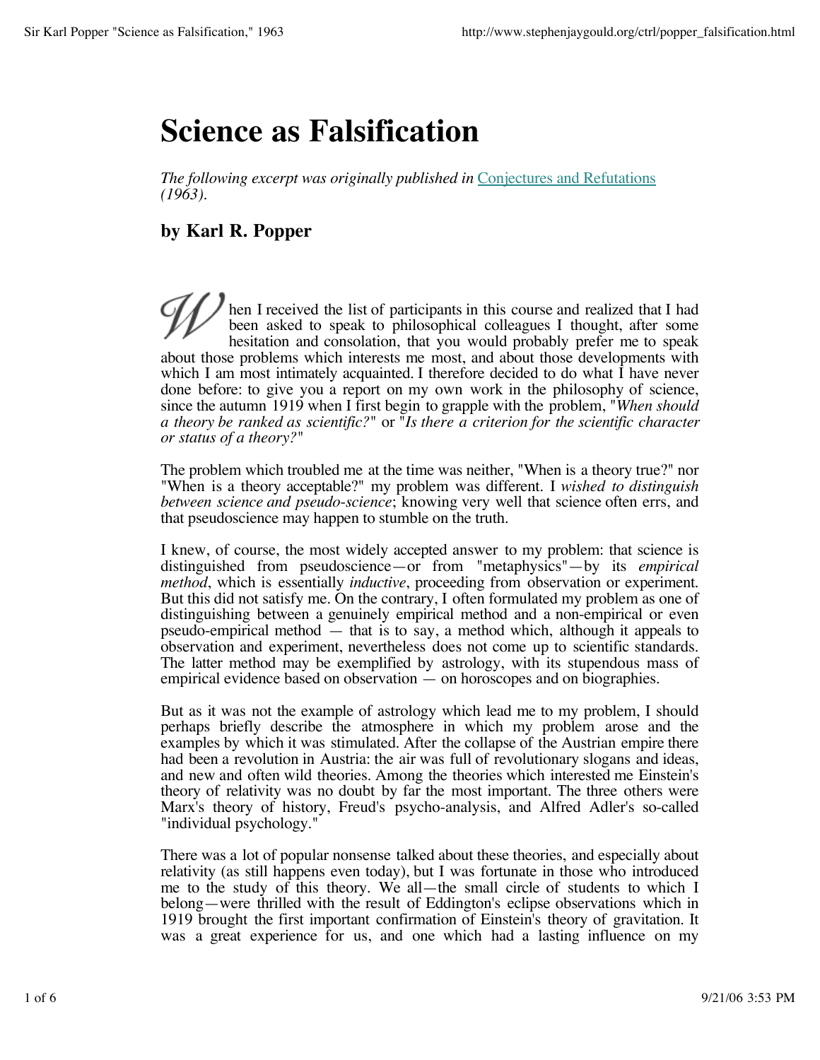# Science as Falsification

*The following excerpt was originally published in* Conjectures and Refutations *(1963).*

## by Karl R. Popper

When I received the list of participants in this course and realized that I had been asked to speak to philosophical colleagues I thought, after some hesitation and consolation, that you would probably prefer me to speak about those problems which interests me most, and about those developments with which I am most intimately acquainted. I therefore decided to do what I have never done before: to give you a report on my own work in the philosophy of science, since the autumn 1919 when I first begin to grapple with the problem, "*When should a theory be ranked as scientific?*" or "*Is there a criterion for the scientific character or status of a theory?*"

The problem which troubled me at the time was neither, "When is a theory true?" nor "When is a theory acceptable?" my problem was different. I *wished to distinguish between science and pseudo-science*; knowing very well that science often errs, and that pseudoscience may happen to stumble on the truth.

I knew, of course, the most widely accepted answer to my problem: that science is distinguished from pseudoscience—or from "metaphysics"—by its *empirical method*, which is essentially *inductive*, proceeding from observation or experiment. But this did not satisfy me. On the contrary, I often formulated my problem as one of distinguishing between a genuinely empirical method and a non-empirical or even pseudo-empirical method — that is to say, a method which, although it appeals to observation and experiment, nevertheless does not come up to scientific standards. The latter method may be exemplified by astrology, with its stupendous mass of empirical evidence based on observation — on horoscopes and on biographies.

But as it was not the example of astrology which lead me to my problem, I should perhaps briefly describe the atmosphere in which my problem arose and the examples by which it was stimulated. After the collapse of the Austrian empire there had been a revolution in Austria: the air was full of revolutionary slogans and ideas, and new and often wild theories. Among the theories which interested me Einstein's theory of relativity was no doubt by far the most important. The three others were Marx's theory of history, Freud's psycho-analysis, and Alfred Adler's so-called "individual psychology."

There was a lot of popular nonsense talked about these theories, and especially about relativity (as still happens even today), but I was fortunate in those who introduced me to the study of this theory. We all—the small circle of students to which I belong—were thrilled with the result of Eddington's eclipse observations which in 1919 brought the first important confirmation of Einstein's theory of gravitation. It was a great experience for us, and one which had a lasting influence on my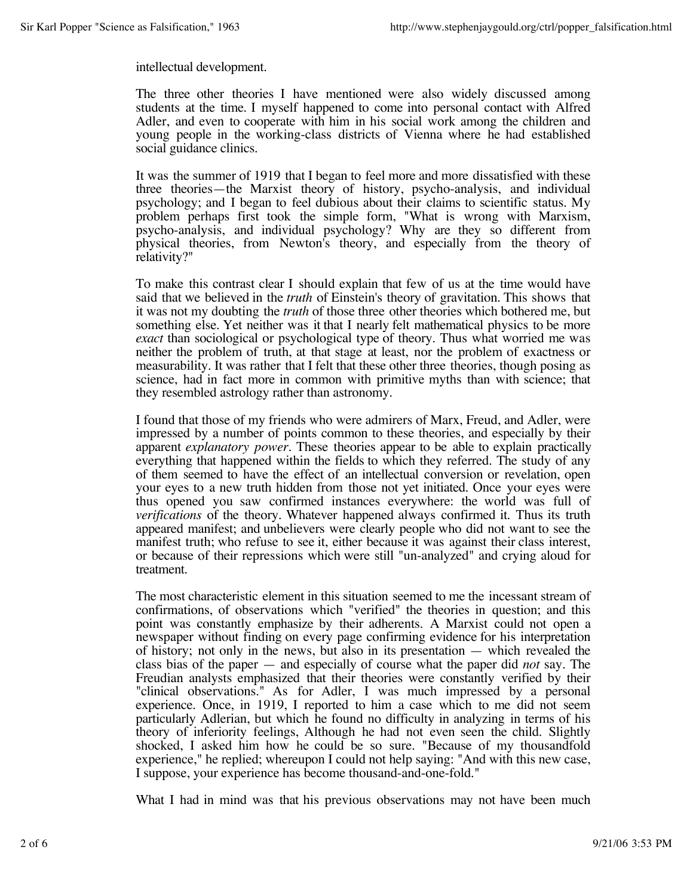intellectual development.

The three other theories I have mentioned were also widely discussed among students at the time. I myself happened to come into personal contact with Alfred Adler, and even to cooperate with him in his social work among the children and young people in the working-class districts of Vienna where he had established social guidance clinics.

It was the summer of 1919 that I began to feel more and more dissatisfied with these three theories—the Marxist theory of history, psycho-analysis, and individual psychology; and I began to feel dubious about their claims to scientific status. My problem perhaps first took the simple form, "What is wrong with Marxism, psycho-analysis, and individual psychology? Why are they so different from physical theories, from Newton's theory, and especially from the theory of relativity?"

To make this contrast clear I should explain that few of us at the time would have said that we believed in the *truth* of Einstein's theory of gravitation. This shows that it was not my doubting the *truth* of those three other theories which bothered me, but something else. Yet neither was it that I nearly felt mathematical physics to be more *exact* than sociological or psychological type of theory. Thus what worried me was neither the problem of truth, at that stage at least, nor the problem of exactness or measurability. It was rather that I felt that these other three theories, though posing as science, had in fact more in common with primitive myths than with science; that they resembled astrology rather than astronomy.

I found that those of my friends who were admirers of Marx, Freud, and Adler, were impressed by a number of points common to these theories, and especially by their apparent *explanatory power*. These theories appear to be able to explain practically everything that happened within the fields to which they referred. The study of any of them seemed to have the effect of an intellectual conversion or revelation, open your eyes to a new truth hidden from those not yet initiated. Once your eyes were thus opened you saw confirmed instances everywhere: the world was full of *verifications* of the theory. Whatever happened always confirmed it. Thus its truth appeared manifest; and unbelievers were clearly people who did not want to see the manifest truth; who refuse to see it, either because it was against their class interest, or because of their repressions which were still "un-analyzed" and crying aloud for treatment.

The most characteristic element in this situation seemed to me the incessant stream of confirmations, of observations which "verified" the theories in question; and this point was constantly emphasize by their adherents. A Marxist could not open a newspaper without finding on every page confirming evidence for his interpretation of history; not only in the news, but also in its presentation — which revealed the class bias of the paper — and especially of course what the paper did *not* say. The Freudian analysts emphasized that their theories were constantly verified by their "clinical observations." As for Adler, I was much impressed by a personal experience. Once, in 1919, I reported to him a case which to me did not seem particularly Adlerian, but which he found no difficulty in analyzing in terms of his theory of inferiority feelings, Although he had not even seen the child. Slightly shocked, I asked him how he could be so sure. "Because of my thousandfold experience," he replied; whereupon I could not help saying: "And with this new case, I suppose, your experience has become thousand-and-one-fold."

What I had in mind was that his previous observations may not have been much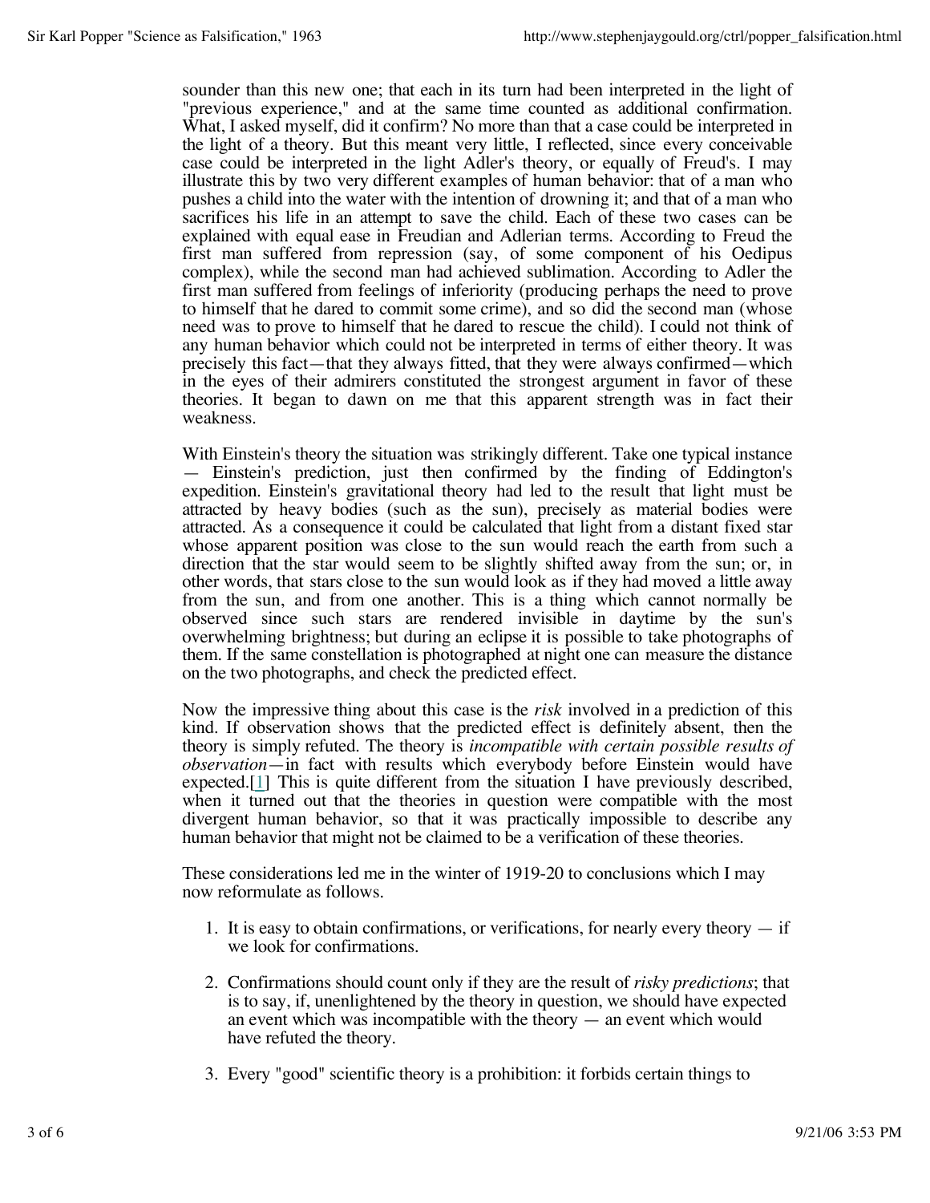sounder than this new one; that each in its turn had been interpreted in the light of "previous experience," and at the same time counted as additional confirmation. What, I asked myself, did it confirm? No more than that a case could be interpreted in the light of a theory. But this meant very little, I reflected, since every conceivable case could be interpreted in the light Adler's theory, or equally of Freud's. I may illustrate this by two very different examples of human behavior: that of a man who pushes a child into the water with the intention of drowning it; and that of a man who sacrifices his life in an attempt to save the child. Each of these two cases can be explained with equal ease in Freudian and Adlerian terms. According to Freud the first man suffered from repression (say, of some component of his Oedipus complex), while the second man had achieved sublimation. According to Adler the first man suffered from feelings of inferiority (producing perhaps the need to prove to himself that he dared to commit some crime), and so did the second man (whose need was to prove to himself that he dared to rescue the child). I could not think of any human behavior which could not be interpreted in terms of either theory. It was precisely this fact—that they always fitted, that they were always confirmed—which in the eyes of their admirers constituted the strongest argument in favor of these theories. It began to dawn on me that this apparent strength was in fact their weakness.

With Einstein's theory the situation was strikingly different. Take one typical instance — Einstein's prediction, just then confirmed by the finding of Eddington's expedition. Einstein's gravitational theory had led to the result that light must be attracted by heavy bodies (such as the sun), precisely as material bodies were attracted. As a consequence it could be calculated that light from a distant fixed star whose apparent position was close to the sun would reach the earth from such a direction that the star would seem to be slightly shifted away from the sun; or, in other words, that stars close to the sun would look as if they had moved a little away from the sun, and from one another. This is a thing which cannot normally be observed since such stars are rendered invisible in daytime by the sun's overwhelming brightness; but during an eclipse it is possible to take photographs of them. If the same constellation is photographed at night one can measure the distance on the two photographs, and check the predicted effect.

Now the impressive thing about this case is the *risk* involved in a prediction of this kind. If observation shows that the predicted effect is definitely absent, then the theory is simply refuted. The theory is *incompatible with certain possible results of observation*—in fact with results which everybody before Einstein would have expected.[1] This is quite different from the situation I have previously described, when it turned out that the theories in question were compatible with the most divergent human behavior, so that it was practically impossible to describe any human behavior that might not be claimed to be a verification of these theories.

These considerations led me in the winter of 1919-20 to conclusions which I may now reformulate as follows.

1. It is easy to obtain confirmations, or verifications, for nearly every theory — if we look for confirmations.

2. Confirmations should count only if they are the result of *risky predictions*; that is to say, if, unenlightened by the theory in question, we should have expected an event which was incompatible with the theory — an event which would have refuted the theory.

3. Every "good" scientific theory is a prohibition: it forbids certain things to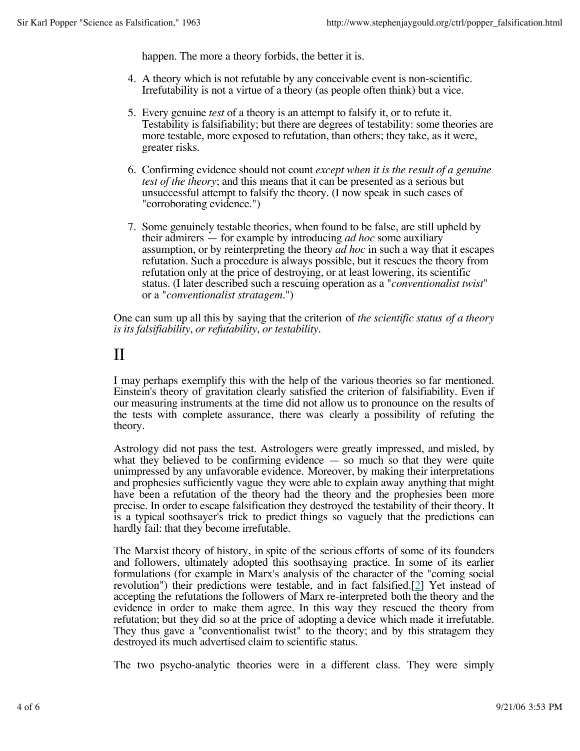happen. The more a theory forbids, the better it is.

4. A theory which is not refutable by any conceivable event is non-scientific. Irrefutability is not a virtue of a theory (as people often think) but a vice.

5. Every genuine *test* of a theory is an attempt to falsify it, or to refute it. Testability is falsifiability; but there are degrees of testability: some theories are more testable, more exposed to refutation, than others; they take, as it were, greater risks.

6. Confirming evidence should not count *except when it is the result of a genuine test of the theory*; and this means that it can be presented as a serious but unsuccessful attempt to falsify the theory. (I now speak in such cases of "corroborating evidence.")

7. Some genuinely testable theories, when found to be false, are still upheld by their admirers — for example by introducing *ad hoc* some auxiliary assumption, or by reinterpreting the theory *ad hoc* in such a way that it escapes refutation. Such a procedure is always possible, but it rescues the theory from refutation only at the price of destroying, or at least lowering, its scientific status. (I later described such a rescuing operation as a "*conventionalist twist*" or a "*conventionalist stratagem*.")

One can sum up all this by saying that the criterion of *the scientific status of a theory is its falsifiability*, *or refutability*, *or testability*.

# II

I may perhaps exemplify this with the help of the various theories so far mentioned. Einstein's theory of gravitation clearly satisfied the criterion of falsifiability. Even if our measuring instruments at the time did not allow us to pronounce on the results of the tests with complete assurance, there was clearly a possibility of refuting the theory.

Astrology did not pass the test. Astrologers were greatly impressed, and misled, by what they believed to be confirming evidence — so much so that they were quite unimpressed by any unfavorable evidence. Moreover, by making their interpretations and prophesies sufficiently vague they were able to explain away anything that might have been a refutation of the theory had the theory and the prophesies been more precise. In order to escape falsification they destroyed the testability of their theory. It is a typical soothsayer's trick to predict things so vaguely that the predictions can hardly fail: that they become irrefutable.

The Marxist theory of history, in spite of the serious efforts of some of its founders and followers, ultimately adopted this soothsaying practice. In some of its earlier formulations (for example in Marx's analysis of the character of the "coming social revolution") their predictions were testable, and in fact falsified.[2] Yet instead of accepting the refutations the followers of Marx re-interpreted both the theory and the evidence in order to make them agree. In this way they rescued the theory from refutation; but they did so at the price of adopting a device which made it irrefutable. They thus gave a "conventionalist twist" to the theory; and by this stratagem they destroyed its much advertised claim to scientific status.

The two psycho-analytic theories were in a different class. They were simply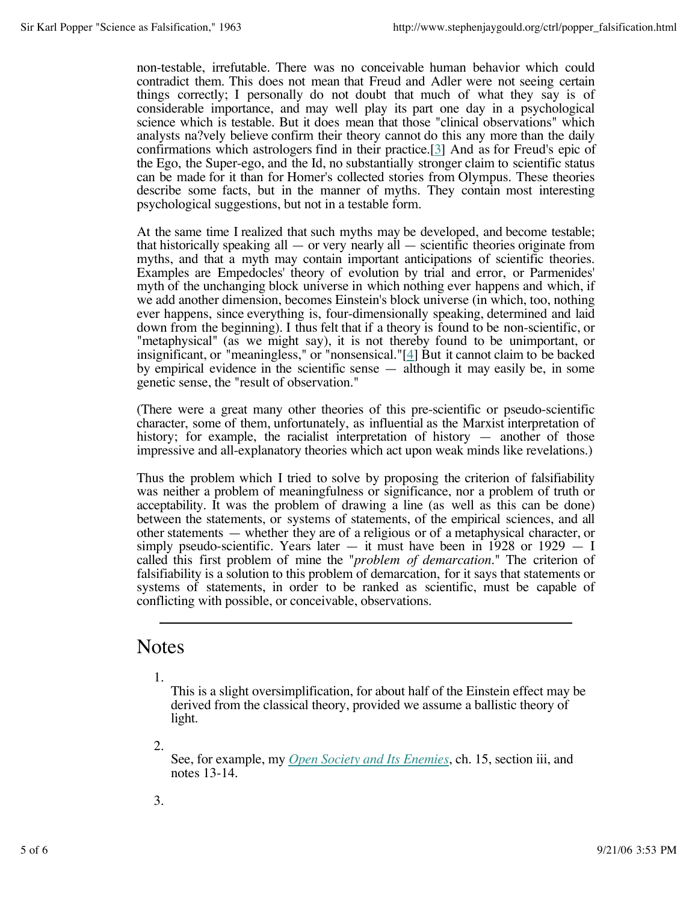non-testable, irrefutable. There was no conceivable human behavior which could contradict them. This does not mean that Freud and Adler were not seeing certain things correctly; I personally do not doubt that much of what they say is of considerable importance, and may well play its part one day in a psychological science which is testable. But it does mean that those "clinical observations" which analysts na?vely believe confirm their theory cannot do this any more than the daily confirmations which astrologers find in their practice.[3] And as for Freud's epic of the Ego, the Super-ego, and the Id, no substantially stronger claim to scientific status can be made for it than for Homer's collected stories from Olympus. These theories describe some facts, but in the manner of myths. They contain most interesting psychological suggestions, but not in a testable form.

At the same time I realized that such myths may be developed, and become testable; that historically speaking all — or very nearly all — scientific theories originate from myths, and that a myth may contain important anticipations of scientific theories. Examples are Empedocles' theory of evolution by trial and error, or Parmenides' myth of the unchanging block universe in which nothing ever happens and which, if we add another dimension, becomes Einstein's block universe (in which, too, nothing ever happens, since everything is, four-dimensionally speaking, determined and laid down from the beginning). I thus felt that if a theory is found to be non-scientific, or "metaphysical" (as we might say), it is not thereby found to be unimportant, or insignificant, or "meaningless," or "nonsensical."[4] But it cannot claim to be backed by empirical evidence in the scientific sense — although it may easily be, in some genetic sense, the "result of observation."

(There were a great many other theories of this pre-scientific or pseudo-scientific character, some of them, unfortunately, as influential as the Marxist interpretation of history; for example, the racialist interpretation of history — another of those impressive and all-explanatory theories which act upon weak minds like revelations.)

Thus the problem which I tried to solve by proposing the criterion of falsifiability was neither a problem of meaningfulness or significance, nor a problem of truth or acceptability. It was the problem of drawing a line (as well as this can be done) between the statements, or systems of statements, of the empirical sciences, and all other statements — whether they are of a religious or of a metaphysical character, or simply pseudo-scientific. Years later — it must have been in 1928 or 1929 — I called this first problem of mine the "*problem of demarcation*." The criterion of falsifiability is a solution to this problem of demarcation, for it says that statements or systems of statements, in order to be ranked as scientific, must be capable of conflicting with possible, or conceivable, observations.

---

## Notes

1. This is a slight oversimplification, for about half of the Einstein effect may be derived from the classical theory, provided we assume a ballistic theory of light.

2. See, for example, my *Open Society and Its Enemies*, ch. 15, section iii, and notes 13-14.

3.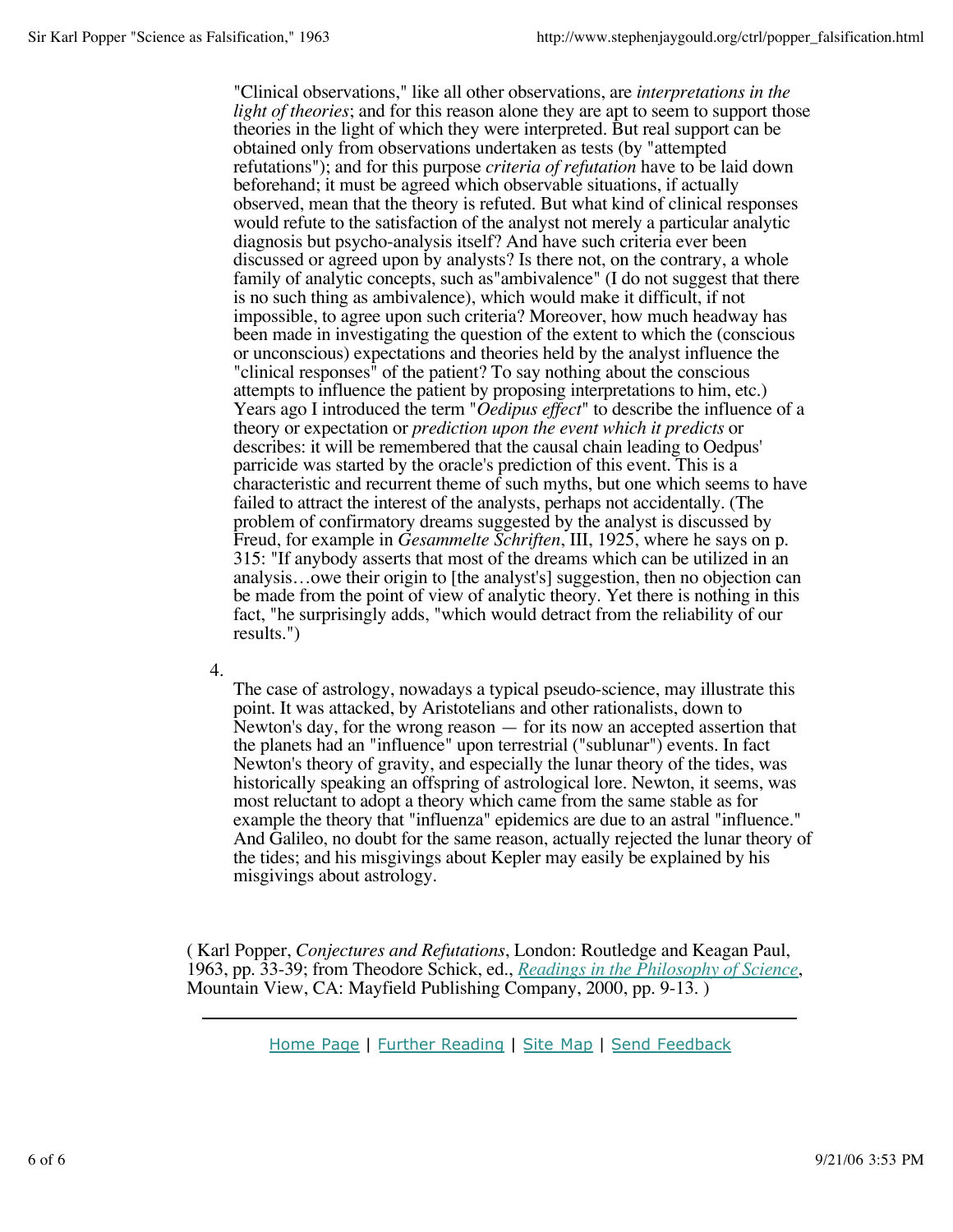"Clinical observations," like all other observations, are *interpretations in the light of theories*; and for this reason alone they are apt to seem to support those theories in the light of which they were interpreted. But real support can be obtained only from observations undertaken as tests (by "attempted refutations"); and for this purpose *criteria of refutation* have to be laid down beforehand; it must be agreed which observable situations, if actually observed, mean that the theory is refuted. But what kind of clinical responses would refute to the satisfaction of the analyst not merely a particular analytic diagnosis but psycho-analysis itself? And have such criteria ever been discussed or agreed upon by analysts? Is there not, on the contrary, a whole family of analytic concepts, such as"ambivalence" (I do not suggest that there is no such thing as ambivalence), which would make it difficult, if not impossible, to agree upon such criteria? Moreover, how much headway has been made in investigating the question of the extent to which the (conscious or unconscious) expectations and theories held by the analyst influence the "clinical responses" of the patient? To say nothing about the conscious attempts to influence the patient by proposing interpretations to him, etc.) Years ago I introduced the term "*Oedipus effect*" to describe the influence of a theory or expectation or *prediction upon the event which it predicts* or describes: it will be remembered that the causal chain leading to Oedpus' parricide was started by the oracle's prediction of this event. This is a characteristic and recurrent theme of such myths, but one which seems to have failed to attract the interest of the analysts, perhaps not accidentally. (The problem of confirmatory dreams suggested by the analyst is discussed by Freud, for example in *Gesammelte Schriften*, III, 1925, where he says on p. 315: "If anybody asserts that most of the dreams which can be utilized in an analysis…owe their origin to [the analyst's] suggestion, then no objection can be made from the point of view of analytic theory. Yet there is nothing in this fact, "he surprisingly adds, "which would detract from the reliability of our results.")

4.

The case of astrology, nowadays a typical pseudo-science, may illustrate this point. It was attacked, by Aristotelians and other rationalists, down to Newton's day, for the wrong reason — for its now an accepted assertion that the planets had an "influence" upon terrestrial ("sublunar") events. In fact Newton's theory of gravity, and especially the lunar theory of the tides, was historically speaking an offspring of astrological lore. Newton, it seems, was most reluctant to adopt a theory which came from the same stable as for example the theory that "influenza" epidemics are due to an astral "influence." And Galileo, no doubt for the same reason, actually rejected the lunar theory of the tides; and his misgivings about Kepler may easily be explained by his misgivings about astrology.

( Karl Popper, *Conjectures and Refutations*, London: Routledge and Keagan Paul, 1963, pp. 33-39; from Theodore Schick, ed., *Readings in the Philosophy of Science*, Mountain View, CA: Mayfield Publishing Company, 2000, pp. 9-13. )

---

Home Page | Further Reading | Site Map | Send Feedback